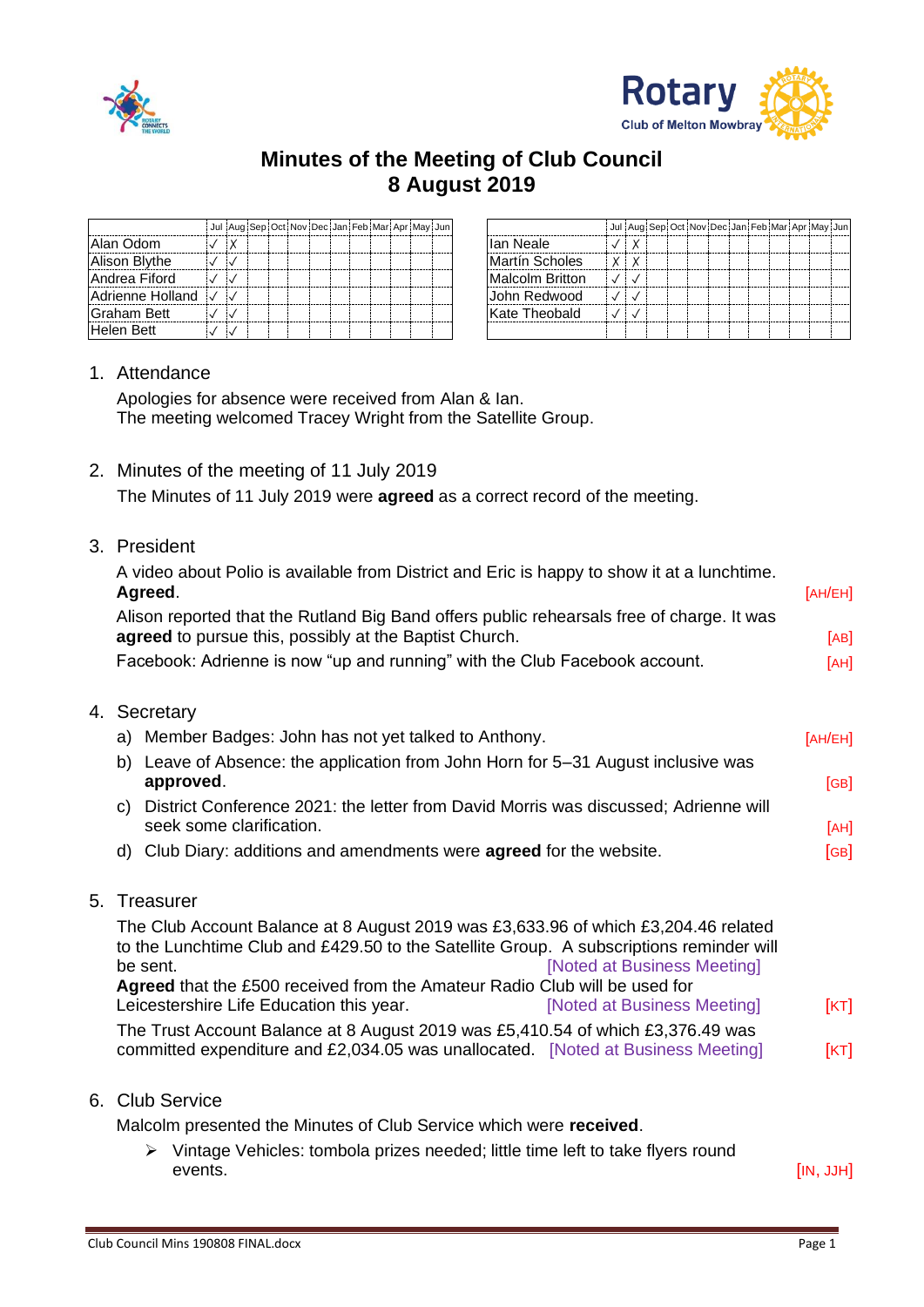# Minutes of the Meeting of Club Council
# 8 August 2019

| | Jul | Aug | Sep | Oct | Nov | Dec | Jan | Feb | Mar | Apr | May | Jun |
|---|---|---|---|---|---|---|---|---|---|---|---|---|
| Alan Odom | ✓ | X | | | | | | | | | | |
| Alison Blythe | ✓ | ✓ | | | | | | | | | | |
| Andrea Fiford | ✓ | ✓ | | | | | | | | | | |
| Adrienne Holland | ✓ | ✓ | | | | | | | | | | |
| Graham Bett | ✓ | ✓ | | | | | | | | | | |
| Helen Bett | ✓ | ✓ | | | | | | | | | | |

| | Jul | Aug | Sep | Oct | Nov | Dec | Jan | Feb | Mar | Apr | May | Jun |
|---|---|---|---|---|---|---|---|---|---|---|---|---|
| Ian Neale | ✓ | X | | | | | | | | | | |
| Martín Scholes | X | X | | | | | | | | | | |
| Malcolm Britton | ✓ | ✓ | | | | | | | | | | |
| John Redwood | ✓ | ✓ | | | | | | | | | | |
| Kate Theobald | ✓ | ✓ | | | | | | | | | | |
| | | | | | | | | | | | | |

1. Attendance

   Apologies for absence were received from Alan & Ian.
   The meeting welcomed Tracey Wright from the Satellite Group.

2. Minutes of the meeting of 11 July 2019

   The Minutes of 11 July 2019 were **agreed** as a correct record of the meeting.

3. President

   A video about Polio is available from District and Eric is happy to show it at a lunchtime. **Agreed**. [AH/EH]

   Alison reported that the Rutland Big Band offers public rehearsals free of charge. It was **agreed** to pursue this, possibly at the Baptist Church. [AB]

   Facebook: Adrienne is now "up and running" with the Club Facebook account. [AH]

4. Secretary

   a) Member Badges: John has not yet talked to Anthony. [AH/EH]
   b) Leave of Absence: the application from John Horn for 5–31 August inclusive was **approved**. [GB]
   c) District Conference 2021: the letter from David Morris was discussed; Adrienne will seek some clarification. [AH]
   d) Club Diary: additions and amendments were **agreed** for the website. [GB]

5. Treasurer

   The Club Account Balance at 8 August 2019 was £3,633.96 of which £3,204.46 related to the Lunchtime Club and £429.50 to the Satellite Group. A subscriptions reminder will be sent. [Noted at Business Meeting]

   **Agreed** that the £500 received from the Amateur Radio Club will be used for Leicestershire Life Education this year. [Noted at Business Meeting] [KT]

   The Trust Account Balance at 8 August 2019 was £5,410.54 of which £3,376.49 was committed expenditure and £2,034.05 was unallocated. [Noted at Business Meeting] [KT]

6. Club Service

   Malcolm presented the Minutes of Club Service which were **received**.

   - Vintage Vehicles: tombola prizes needed; little time left to take flyers round events. [IN, JJH]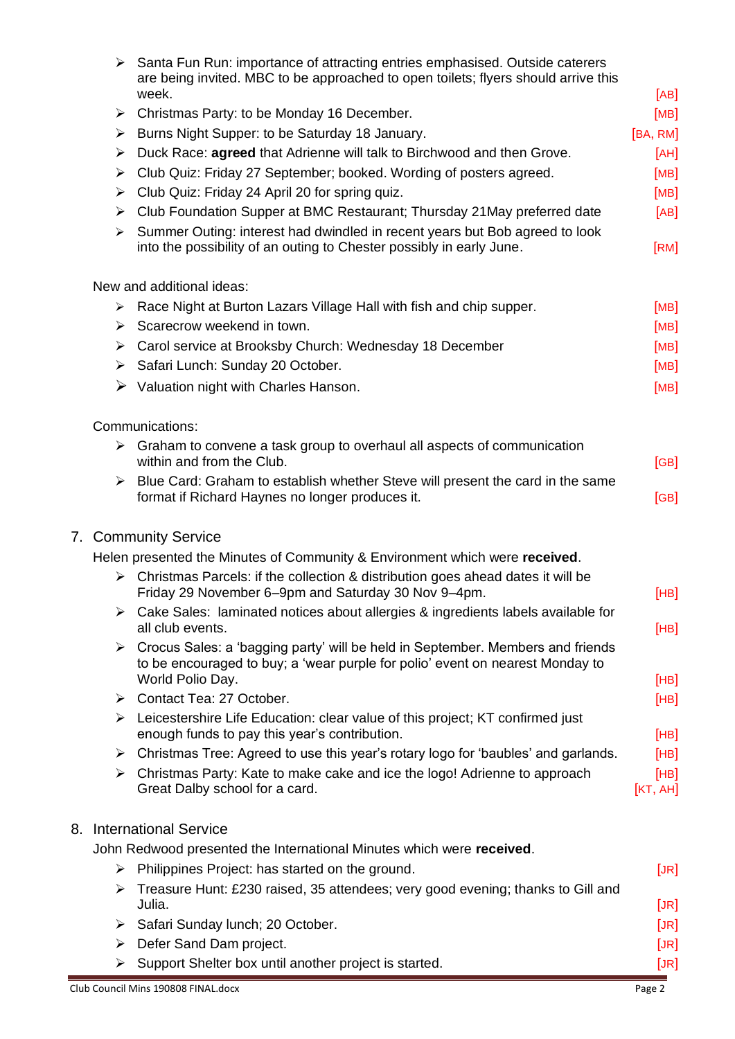- Santa Fun Run: importance of attracting entries emphasised. Outside caterers are being invited. MBC to be approached to open toilets; flyers should arrive this week. [AB]
- Christmas Party: to be Monday 16 December. [MB]
- Burns Night Supper: to be Saturday 18 January. [BA, RM]
- Duck Race: **agreed** that Adrienne will talk to Birchwood and then Grove. [AH]
- Club Quiz: Friday 27 September; booked. Wording of posters agreed. [MB]
- Club Quiz: Friday 24 April 20 for spring quiz. [MB]
- Club Foundation Supper at BMC Restaurant; Thursday 21May preferred date [AB]
- Summer Outing: interest had dwindled in recent years but Bob agreed to look into the possibility of an outing to Chester possibly in early June. [RM]

New and additional ideas:

- Race Night at Burton Lazars Village Hall with fish and chip supper. [MB]
- Scarecrow weekend in town. [MB]
- Carol service at Brooksby Church: Wednesday 18 December [MB]
- Safari Lunch: Sunday 20 October. [MB]
- Valuation night with Charles Hanson. [MB]

Communications:

- Graham to convene a task group to overhaul all aspects of communication within and from the Club. [GB]
- Blue Card: Graham to establish whether Steve will present the card in the same format if Richard Haynes no longer produces it. [GB]

## 7. Community Service

Helen presented the Minutes of Community & Environment which were **received**.

- Christmas Parcels: if the collection & distribution goes ahead dates it will be Friday 29 November 6–9pm and Saturday 30 Nov 9–4pm. [HB]
- Cake Sales: laminated notices about allergies & ingredients labels available for all club events. [HB]
- Crocus Sales: a 'bagging party' will be held in September. Members and friends to be encouraged to buy; a 'wear purple for polio' event on nearest Monday to World Polio Day. [HB]
- Contact Tea: 27 October. [HB]
- Leicestershire Life Education: clear value of this project; KT confirmed just enough funds to pay this year's contribution. [HB]
- Christmas Tree: Agreed to use this year's rotary logo for 'baubles' and garlands. [HB]
- Christmas Party: Kate to make cake and ice the logo! Adrienne to approach Great Dalby school for a card. [HB] [KT, AH]

## 8. International Service

John Redwood presented the International Minutes which were **received**.

- Philippines Project: has started on the ground. [JR]
- Treasure Hunt: £230 raised, 35 attendees; very good evening; thanks to Gill and Julia. [JR]
- Safari Sunday lunch; 20 October. [JR]
- Defer Sand Dam project. [JR]
- Support Shelter box until another project is started. [JR]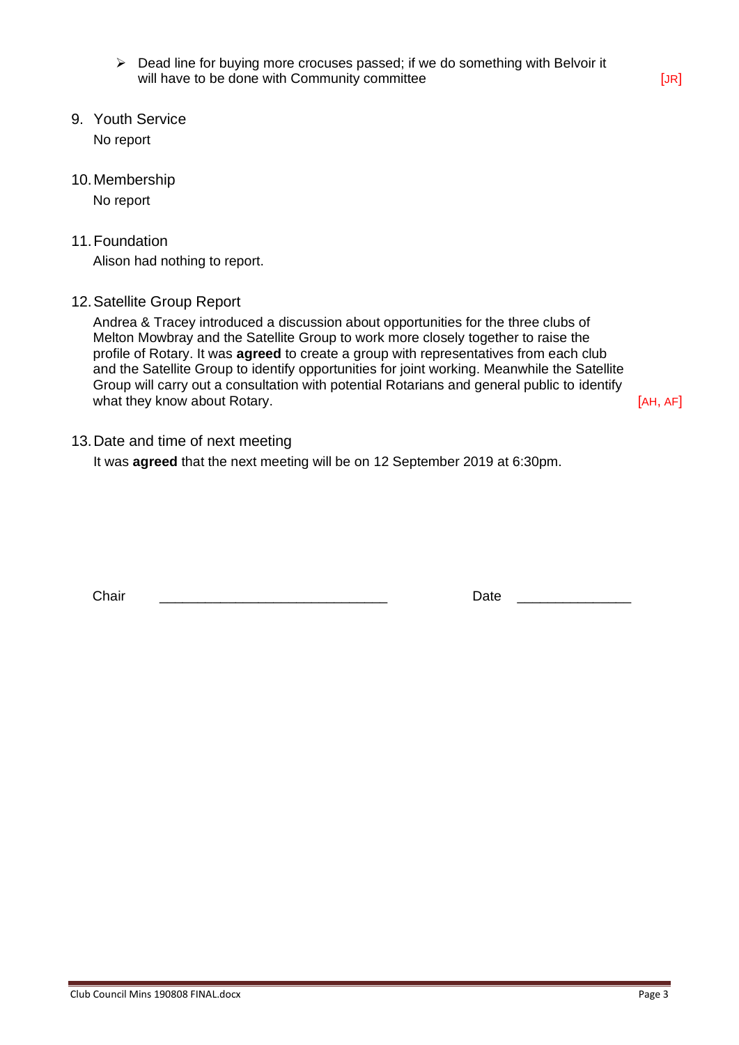- Dead line for buying more crocuses passed; if we do something with Belvoir it will have to be done with Community committee [JR]

9. Youth Service

No report

10. Membership

No report

11. Foundation

Alison had nothing to report.

12. Satellite Group Report

Andrea & Tracey introduced a discussion about opportunities for the three clubs of Melton Mowbray and the Satellite Group to work more closely together to raise the profile of Rotary. It was **agreed** to create a group with representatives from each club and the Satellite Group to identify opportunities for joint working. Meanwhile the Satellite Group will carry out a consultation with potential Rotarians and general public to identify what they know about Rotary. [AH, AF]

13. Date and time of next meeting

It was **agreed** that the next meeting will be on 12 September 2019 at 6:30pm.

Chair ______________________________ Date _______________